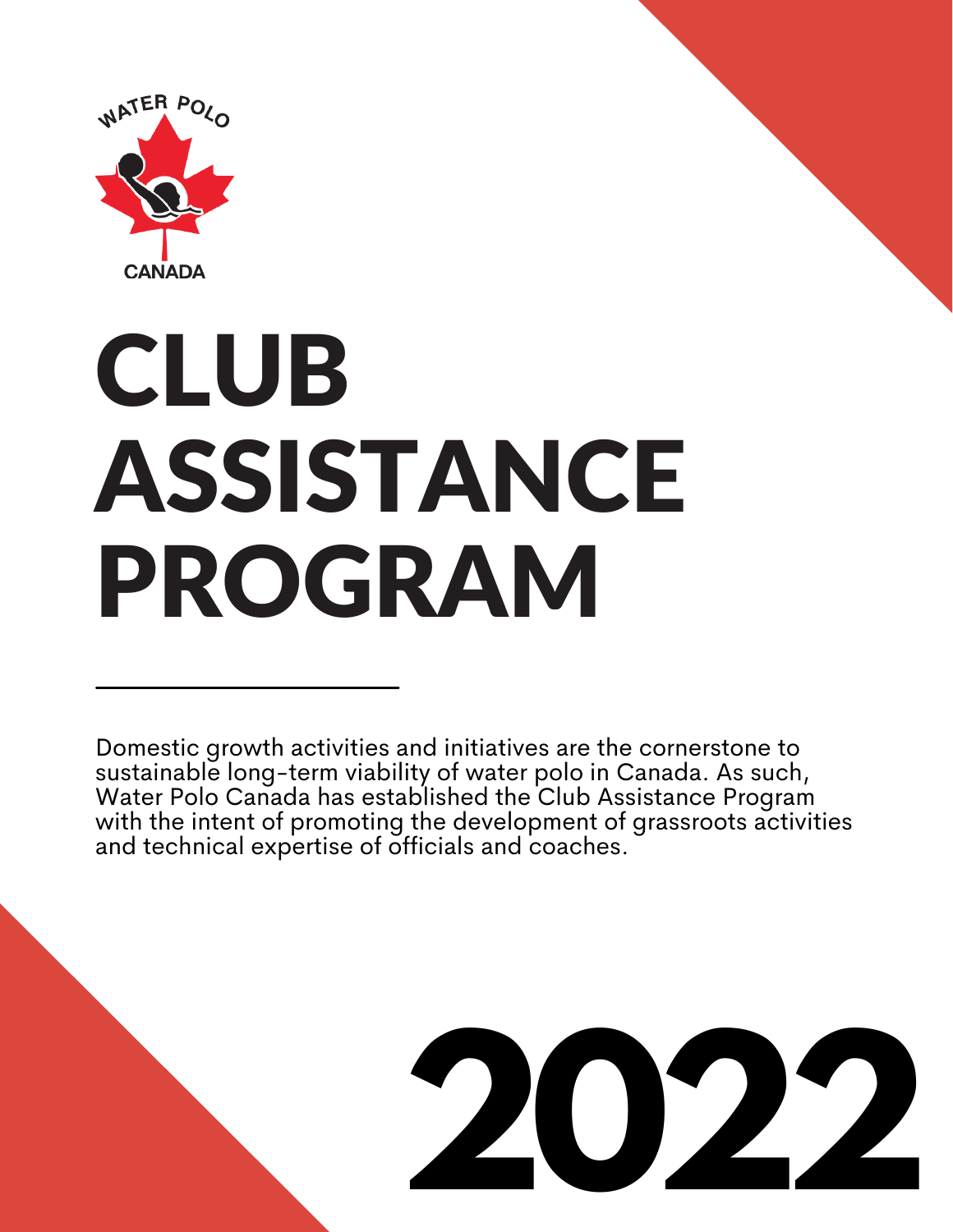WATER POLO

CANADA

# CLUB ASSISTANCE PROGRAM

Domestic growth activities and initiatives are the cornerstone to sustainable long-term viability of water polo in Canada. As such, Water Polo Canada has established the Club Assistance Program with the intent of promoting the development of grassroots activities and technical expertise of officials and coaches.

# 2022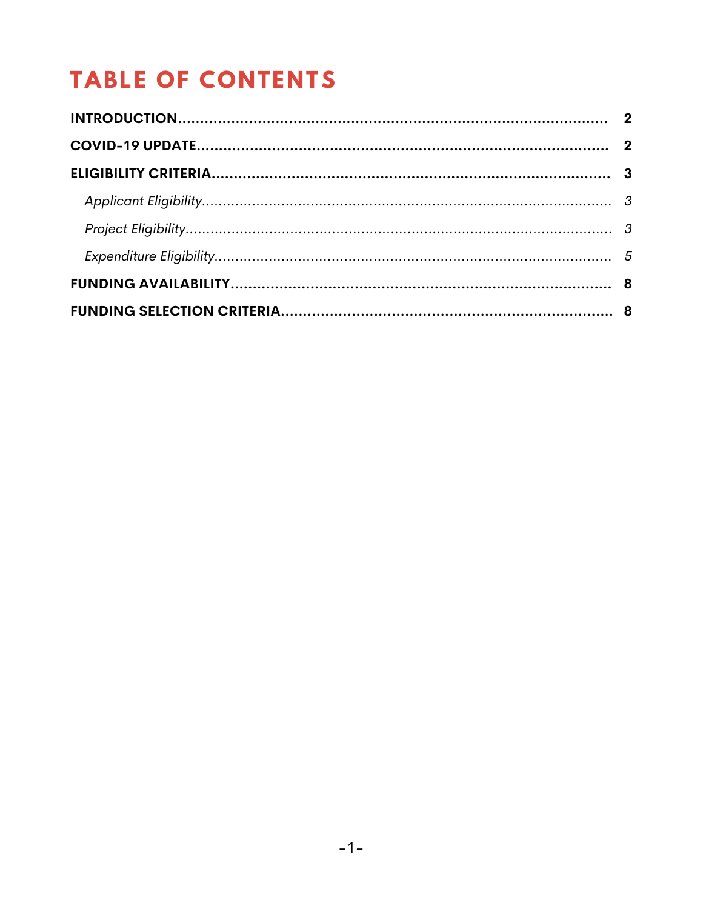# TABLE OF CONTENTS

**INTRODUCTION** ........................................................................................ **2**

**COVID-19 UPDATE** ..................................................................................... **2**

**ELIGIBILITY CRITERIA** .............................................................................. **3**

*Applicant Eligibility* ........................................................................................ *3*

*Project Eligibility* ............................................................................................ *3*

*Expenditure Eligibility* ..................................................................................... *5*

**FUNDING AVAILABILITY** ............................................................................ **8**

**FUNDING SELECTION CRITERIA** ................................................................ **8**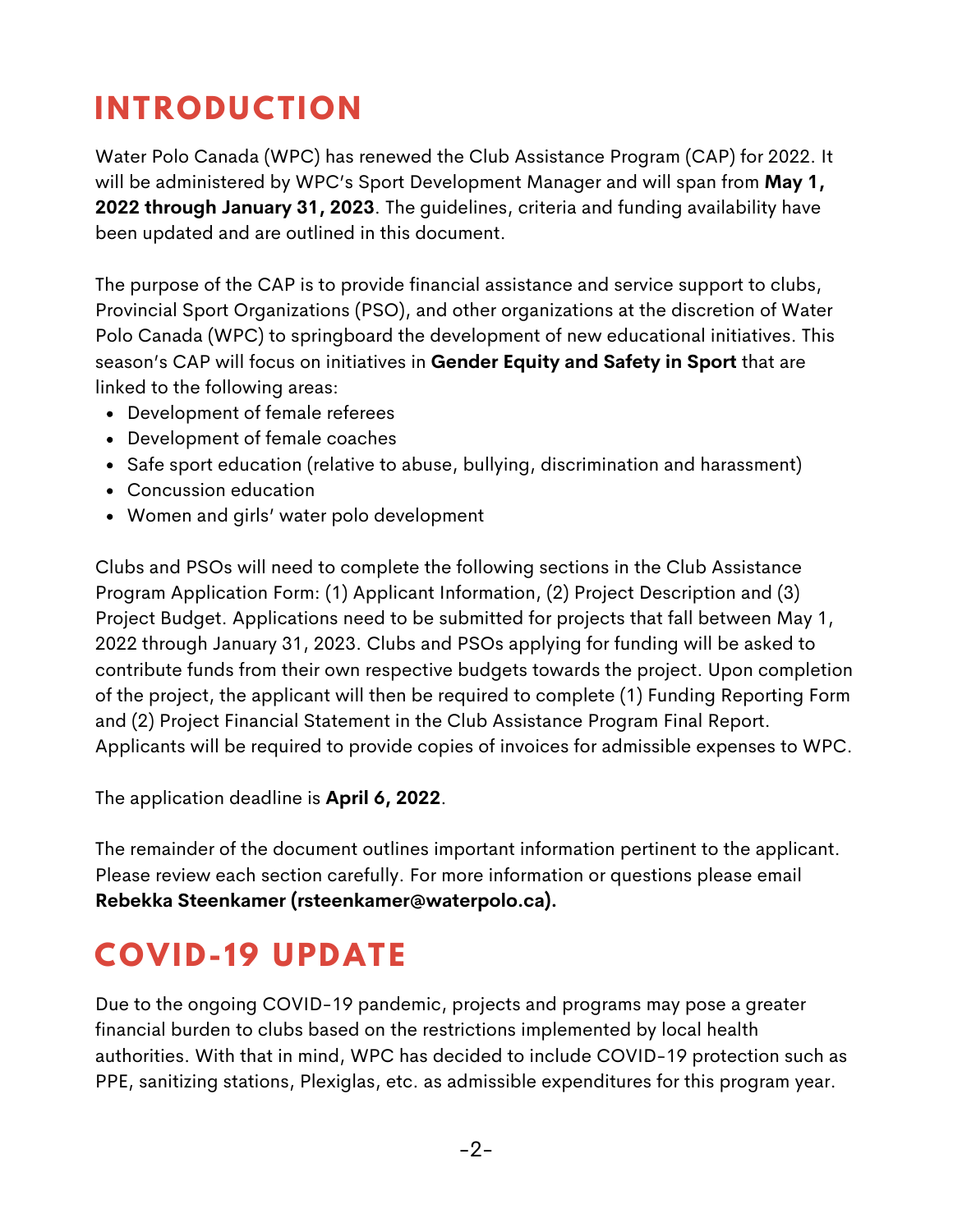# INTRODUCTION

Water Polo Canada (WPC) has renewed the Club Assistance Program (CAP) for 2022. It will be administered by WPC's Sport Development Manager and will span from **May 1, 2022 through January 31, 2023**. The guidelines, criteria and funding availability have been updated and are outlined in this document.

The purpose of the CAP is to provide financial assistance and service support to clubs, Provincial Sport Organizations (PSO), and other organizations at the discretion of Water Polo Canada (WPC) to springboard the development of new educational initiatives. This season's CAP will focus on initiatives in **Gender Equity and Safety in Sport** that are linked to the following areas:

- Development of female referees
- Development of female coaches
- Safe sport education (relative to abuse, bullying, discrimination and harassment)
- Concussion education
- Women and girls' water polo development

Clubs and PSOs will need to complete the following sections in the Club Assistance Program Application Form: (1) Applicant Information, (2) Project Description and (3) Project Budget. Applications need to be submitted for projects that fall between May 1, 2022 through January 31, 2023. Clubs and PSOs applying for funding will be asked to contribute funds from their own respective budgets towards the project. Upon completion of the project, the applicant will then be required to complete (1) Funding Reporting Form and (2) Project Financial Statement in the Club Assistance Program Final Report. Applicants will be required to provide copies of invoices for admissible expenses to WPC.

The application deadline is **April 6, 2022**.

The remainder of the document outlines important information pertinent to the applicant. Please review each section carefully. For more information or questions please email **Rebekka Steenkamer (rsteenkamer@waterpolo.ca).**

# COVID-19 UPDATE

Due to the ongoing COVID-19 pandemic, projects and programs may pose a greater financial burden to clubs based on the restrictions implemented by local health authorities. With that in mind, WPC has decided to include COVID-19 protection such as PPE, sanitizing stations, Plexiglas, etc. as admissible expenditures for this program year.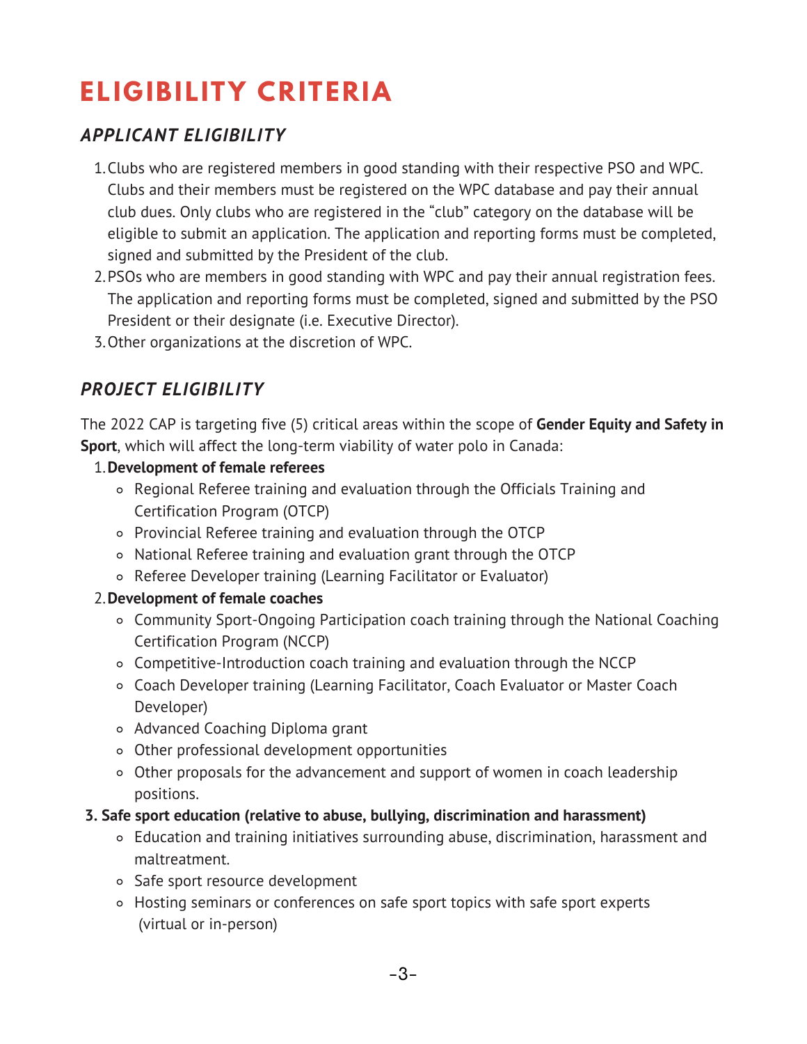# ELIGIBILITY CRITERIA

## *APPLICANT ELIGIBILITY*

1. Clubs who are registered members in good standing with their respective PSO and WPC. Clubs and their members must be registered on the WPC database and pay their annual club dues. Only clubs who are registered in the “club” category on the database will be eligible to submit an application. The application and reporting forms must be completed, signed and submitted by the President of the club.
2. PSOs who are members in good standing with WPC and pay their annual registration fees. The application and reporting forms must be completed, signed and submitted by the PSO President or their designate (i.e. Executive Director).
3. Other organizations at the discretion of WPC.

## *PROJECT ELIGIBILITY*

The 2022 CAP is targeting five (5) critical areas within the scope of **Gender Equity and Safety in Sport**, which will affect the long-term viability of water polo in Canada:

1. **Development of female referees**
    - Regional Referee training and evaluation through the Officials Training and Certification Program (OTCP)
    - Provincial Referee training and evaluation through the OTCP
    - National Referee training and evaluation grant through the OTCP
    - Referee Developer training (Learning Facilitator or Evaluator)
2. **Development of female coaches**
    - Community Sport-Ongoing Participation coach training through the National Coaching Certification Program (NCCP)
    - Competitive-Introduction coach training and evaluation through the NCCP
    - Coach Developer training (Learning Facilitator, Coach Evaluator or Master Coach Developer)
    - Advanced Coaching Diploma grant
    - Other professional development opportunities
    - Other proposals for the advancement and support of women in coach leadership positions.
3. **Safe sport education (relative to abuse, bullying, discrimination and harassment)**
    - Education and training initiatives surrounding abuse, discrimination, harassment and maltreatment.
    - Safe sport resource development
    - Hosting seminars or conferences on safe sport topics with safe sport experts (virtual or in-person)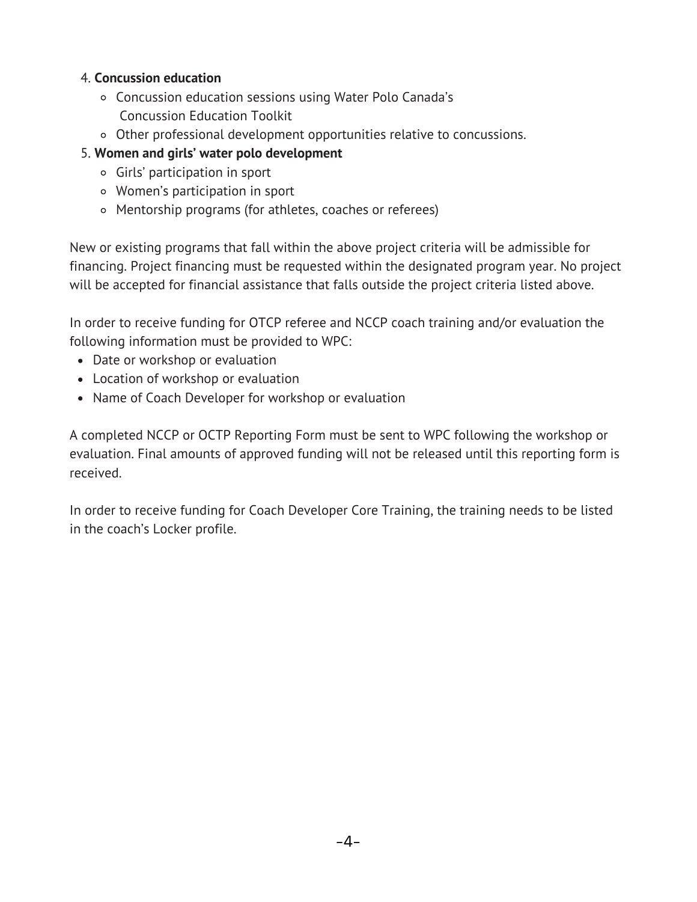4. **Concussion education**
    - Concussion education sessions using Water Polo Canada's Concussion Education Toolkit
    - Other professional development opportunities relative to concussions.
5. **Women and girls' water polo development**
    - Girls' participation in sport
    - Women's participation in sport
    - Mentorship programs (for athletes, coaches or referees)

New or existing programs that fall within the above project criteria will be admissible for financing. Project financing must be requested within the designated program year. No project will be accepted for financial assistance that falls outside the project criteria listed above.

In order to receive funding for OTCP referee and NCCP coach training and/or evaluation the following information must be provided to WPC:

- Date or workshop or evaluation
- Location of workshop or evaluation
- Name of Coach Developer for workshop or evaluation

A completed NCCP or OCTP Reporting Form must be sent to WPC following the workshop or evaluation. Final amounts of approved funding will not be released until this reporting form is received.

In order to receive funding for Coach Developer Core Training, the training needs to be listed in the coach's Locker profile.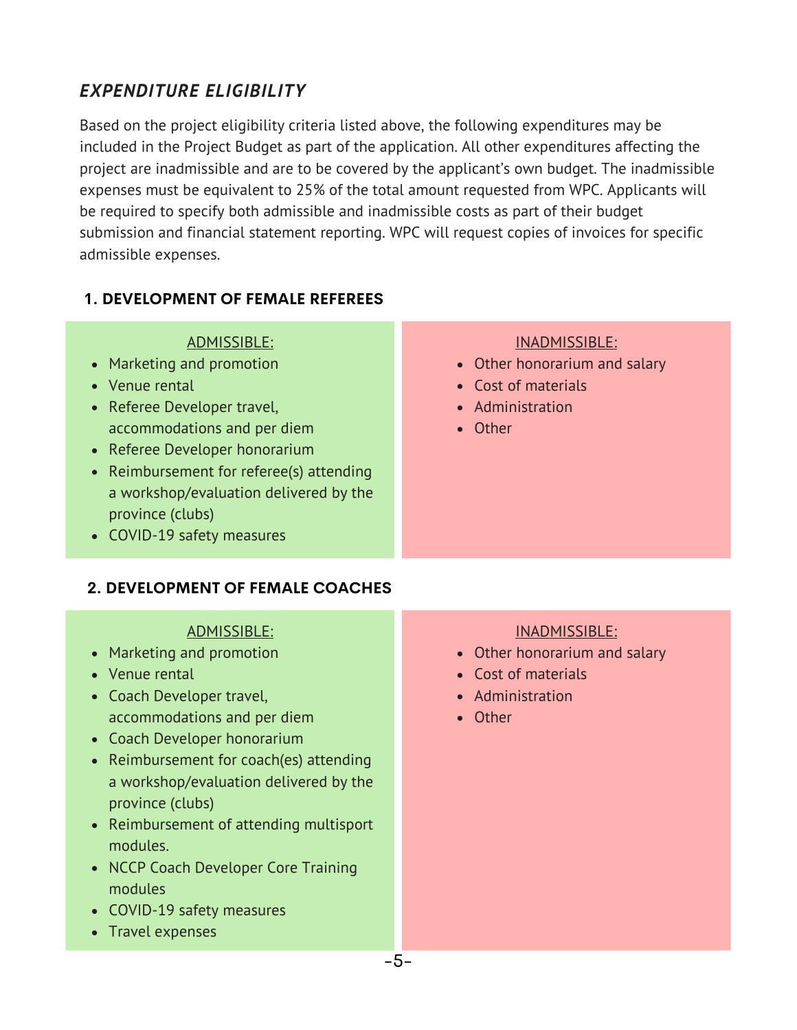## *EXPENDITURE ELIGIBILITY*

Based on the project eligibility criteria listed above, the following expenditures may be included in the Project Budget as part of the application. All other expenditures affecting the project are inadmissible and are to be covered by the applicant's own budget. The inadmissible expenses must be equivalent to 25% of the total amount requested from WPC. Applicants will be required to specify both admissible and inadmissible costs as part of their budget submission and financial statement reporting. WPC will request copies of invoices for specific admissible expenses.

### 1. DEVELOPMENT OF FEMALE REFEREES

ADMISSIBLE:

- Marketing and promotion
- Venue rental
- Referee Developer travel, accommodations and per diem
- Referee Developer honorarium
- Reimbursement for referee(s) attending a workshop/evaluation delivered by the province (clubs)
- COVID-19 safety measures

INADMISSIBLE:

- Other honorarium and salary
- Cost of materials
- Administration
- Other

### 2. DEVELOPMENT OF FEMALE COACHES

ADMISSIBLE:

- Marketing and promotion
- Venue rental
- Coach Developer travel, accommodations and per diem
- Coach Developer honorarium
- Reimbursement for coach(es) attending a workshop/evaluation delivered by the province (clubs)
- Reimbursement of attending multisport modules.
- NCCP Coach Developer Core Training modules
- COVID-19 safety measures
- Travel expenses

INADMISSIBLE:

- Other honorarium and salary
- Cost of materials
- Administration
- Other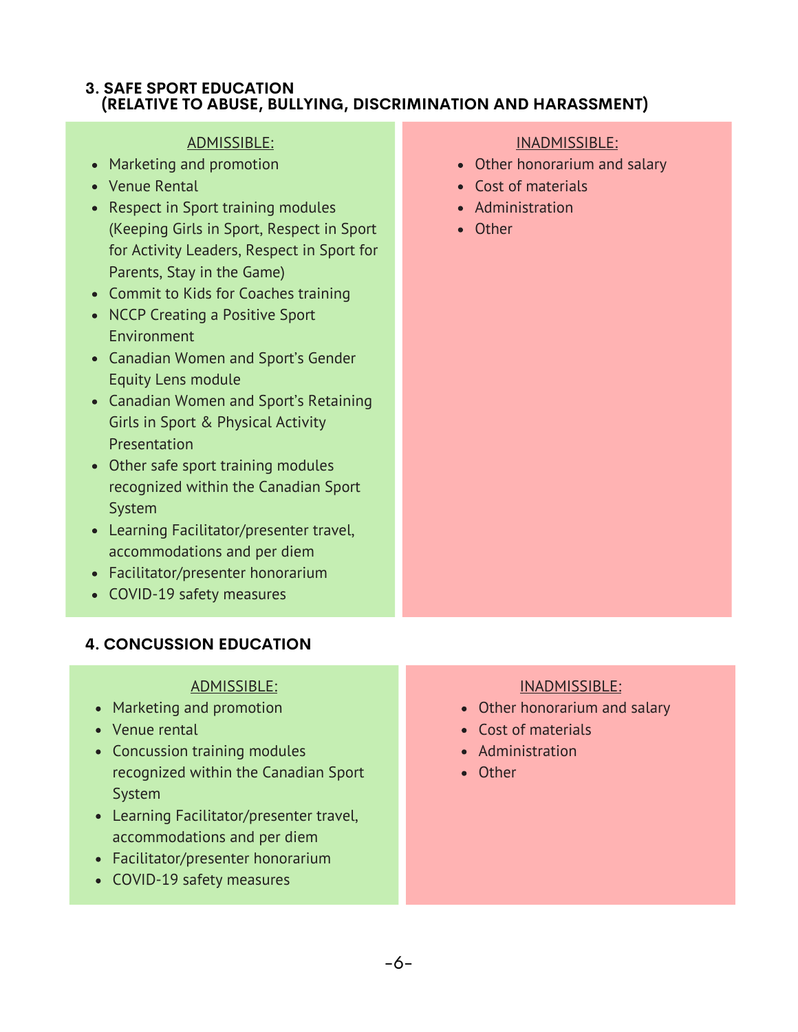### 3. SAFE SPORT EDUCATION (RELATIVE TO ABUSE, BULLYING, DISCRIMINATION AND HARASSMENT)

ADMISSIBLE:

- Marketing and promotion
- Venue Rental
- Respect in Sport training modules (Keeping Girls in Sport, Respect in Sport for Activity Leaders, Respect in Sport for Parents, Stay in the Game)
- Commit to Kids for Coaches training
- NCCP Creating a Positive Sport Environment
- Canadian Women and Sport's Gender Equity Lens module
- Canadian Women and Sport's Retaining Girls in Sport & Physical Activity Presentation
- Other safe sport training modules recognized within the Canadian Sport System
- Learning Facilitator/presenter travel, accommodations and per diem
- Facilitator/presenter honorarium
- COVID-19 safety measures

INADMISSIBLE:

- Other honorarium and salary
- Cost of materials
- Administration
- Other

### 4. CONCUSSION EDUCATION

ADMISSIBLE:

- Marketing and promotion
- Venue rental
- Concussion training modules recognized within the Canadian Sport System
- Learning Facilitator/presenter travel, accommodations and per diem
- Facilitator/presenter honorarium
- COVID-19 safety measures

INADMISSIBLE:

- Other honorarium and salary
- Cost of materials
- Administration
- Other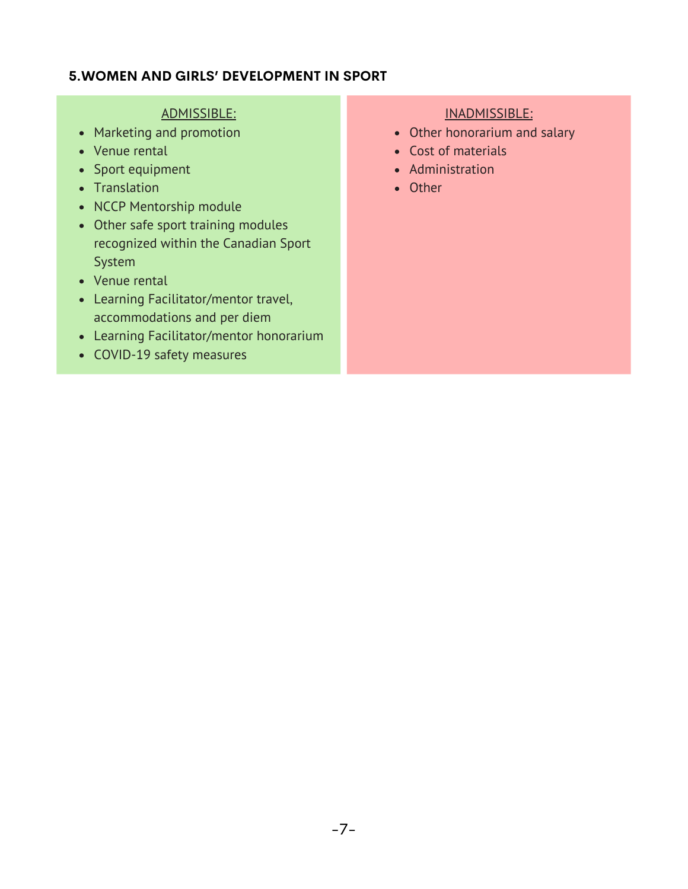### 5.WOMEN AND GIRLS' DEVELOPMENT IN SPORT

ADMISSIBLE:

- Marketing and promotion
- Venue rental
- Sport equipment
- Translation
- NCCP Mentorship module
- Other safe sport training modules recognized within the Canadian Sport System
- Venue rental
- Learning Facilitator/mentor travel, accommodations and per diem
- Learning Facilitator/mentor honorarium
- COVID-19 safety measures

INADMISSIBLE:

- Other honorarium and salary
- Cost of materials
- Administration
- Other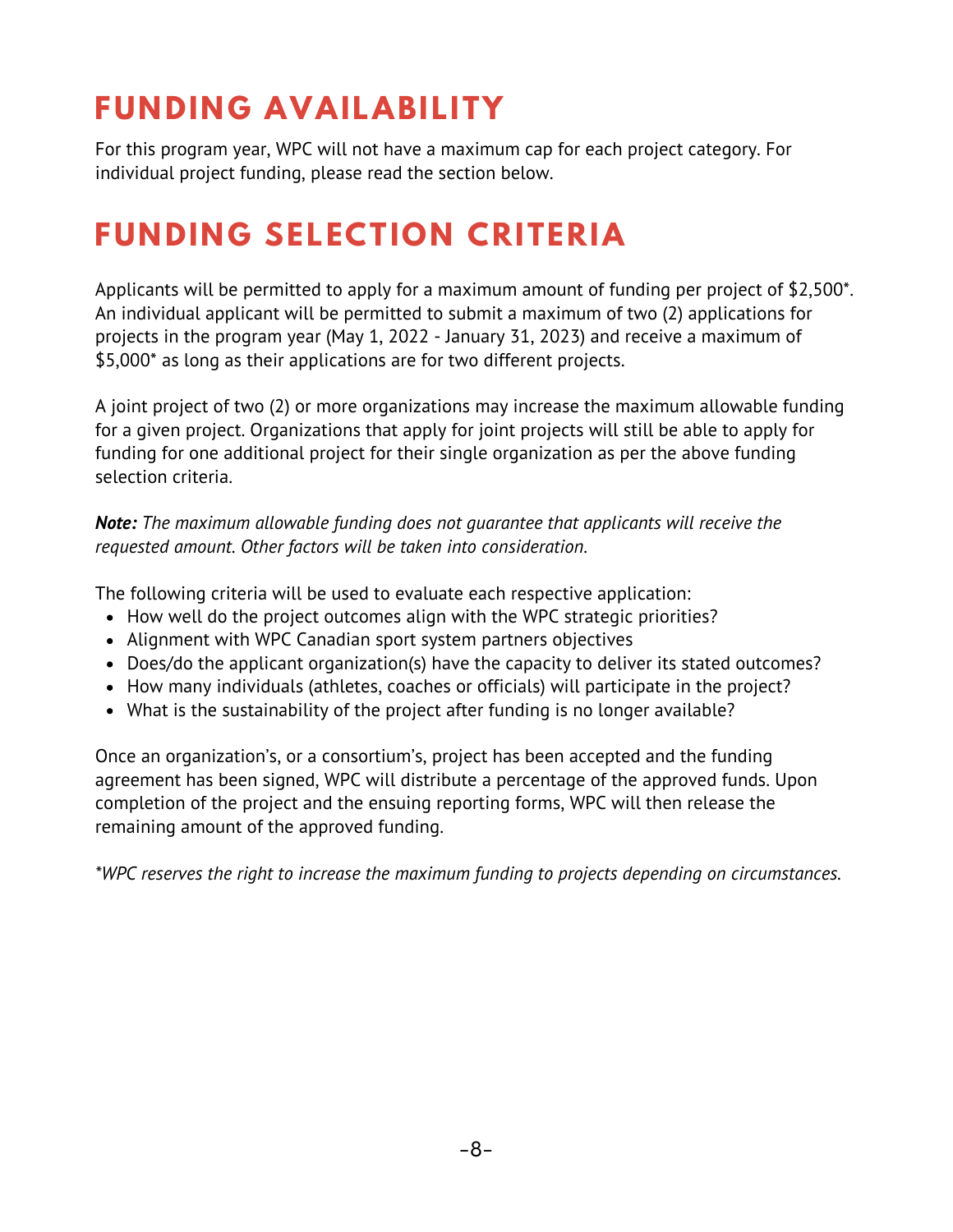# FUNDING AVAILABILITY

For this program year, WPC will not have a maximum cap for each project category. For individual project funding, please read the section below.

# FUNDING SELECTION CRITERIA

Applicants will be permitted to apply for a maximum amount of funding per project of $2,500*. An individual applicant will be permitted to submit a maximum of two (2) applications for projects in the program year (May 1, 2022 - January 31, 2023) and receive a maximum of $5,000* as long as their applications are for two different projects.

A joint project of two (2) or more organizations may increase the maximum allowable funding for a given project. Organizations that apply for joint projects will still be able to apply for funding for one additional project for their single organization as per the above funding selection criteria.

***Note:*** *The maximum allowable funding does not guarantee that applicants will receive the requested amount. Other factors will be taken into consideration.*

The following criteria will be used to evaluate each respective application:

- How well do the project outcomes align with the WPC strategic priorities?
- Alignment with WPC Canadian sport system partners objectives
- Does/do the applicant organization(s) have the capacity to deliver its stated outcomes?
- How many individuals (athletes, coaches or officials) will participate in the project?
- What is the sustainability of the project after funding is no longer available?

Once an organization's, or a consortium's, project has been accepted and the funding agreement has been signed, WPC will distribute a percentage of the approved funds. Upon completion of the project and the ensuing reporting forms, WPC will then release the remaining amount of the approved funding.

*\*WPC reserves the right to increase the maximum funding to projects depending on circumstances.*